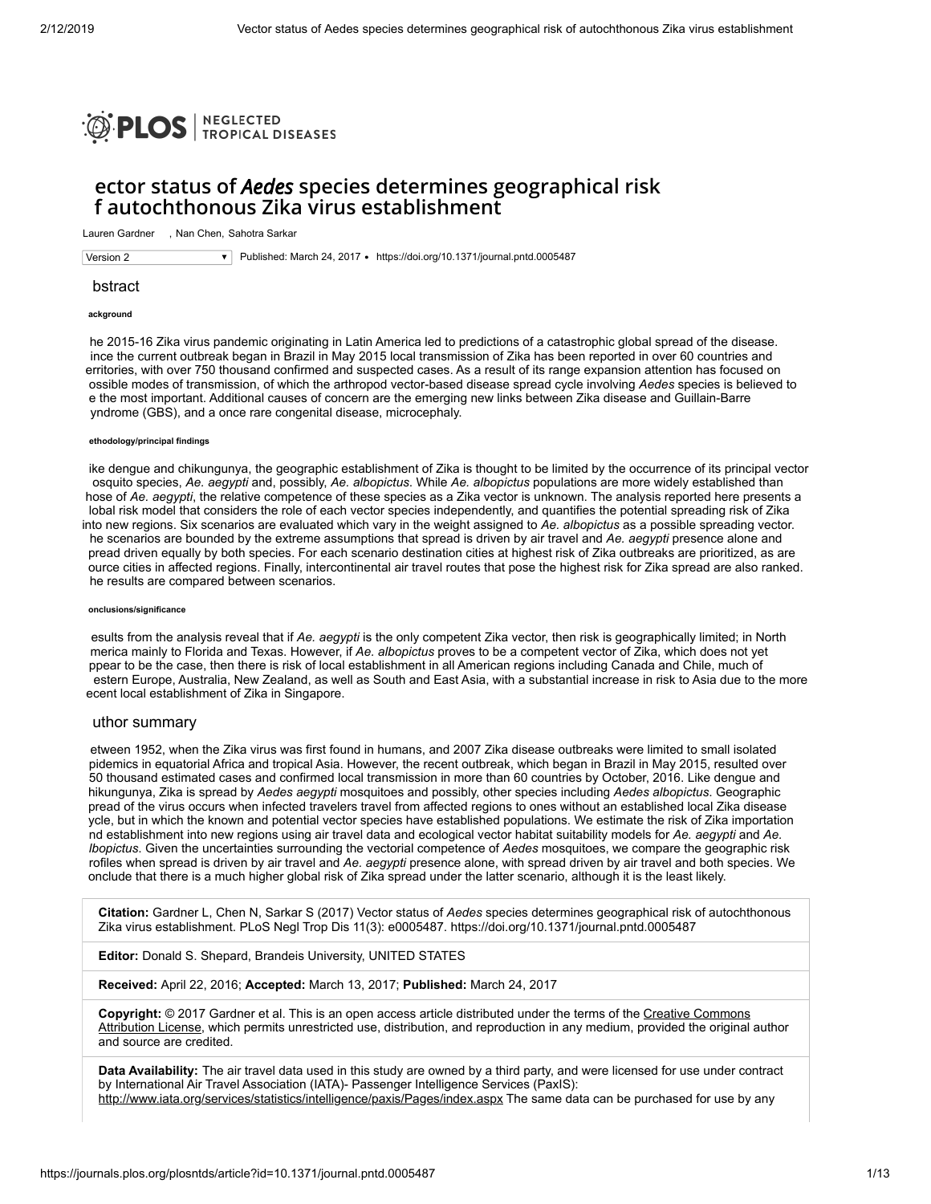# ector status of *Aedes* species determines geographical risk f autochthonous Zika virus establishment

Lauren Gardner , Nan Chen, Sahotra Sarkar

Version 2 | Published: March 24, 2017 • https://doi.org/10.1371/journal.pntd.0005487

## bstract

### ackground

he 2015-16 Zika virus pandemic originating in Latin America led to predictions of a catastrophic global spread of the disease. ince the current outbreak began in Brazil in May 2015 local transmission of Zika has been reported in over 60 countries and erritories, with over 750 thousand confirmed and suspected cases. As a result of its range expansion attention has focused on ossible modes of transmission, of which the arthropod vector-based disease spread cycle involving *Aedes* species is believed to e the most important. Additional causes of concern are the emerging new links between Zika disease and Guillain-Barre yndrome (GBS), and a once rare congenital disease, microcephaly.

### ethodology/principal findings

ike dengue and chikungunya, the geographic establishment of Zika is thought to be limited by the occurrence of its principal vector osquito species, *Ae. aegypti* and, possibly, *Ae. albopictus*. While *Ae. albopictus* populations are more widely established than hose of *Ae. aegypti*, the relative competence of these species as a Zika vector is unknown. The analysis reported here presents a lobal risk model that considers the role of each vector species independently, and quantifies the potential spreading risk of Zika into new regions. Six scenarios are evaluated which vary in the weight assigned to *Ae. albopictus* as a possible spreading vector. he scenarios are bounded by the extreme assumptions that spread is driven by air travel and *Ae. aegypti* presence alone and pread driven equally by both species. For each scenario destination cities at highest risk of Zika outbreaks are prioritized, as are ource cities in affected regions. Finally, intercontinental air travel routes that pose the highest risk for Zika spread are also ranked. he results are compared between scenarios.

### onclusions/significance

esults from the analysis reveal that if *Ae. aegypti* is the only competent Zika vector, then risk is geographically limited; in North merica mainly to Florida and Texas. However, if *Ae. albopictus* proves to be a competent vector of Zika, which does not yet ppear to be the case, then there is risk of local establishment in all American regions including Canada and Chile, much of estern Europe, Australia, New Zealand, as well as South and East Asia, with a substantial increase in risk to Asia due to the more ecent local establishment of Zika in Singapore.

## uthor summary

etween 1952, when the Zika virus was first found in humans, and 2007 Zika disease outbreaks were limited to small isolated pidemics in equatorial Africa and tropical Asia. However, the recent outbreak, which began in Brazil in May 2015, resulted over 50 thousand estimated cases and confirmed local transmission in more than 60 countries by October, 2016. Like dengue and hikungunya, Zika is spread by *Aedes aegypti* mosquitoes and possibly, other species including *Aedes albopictus*. Geographic pread of the virus occurs when infected travelers travel from affected regions to ones without an established local Zika disease ycle, but in which the known and potential vector species have established populations. We estimate the risk of Zika importation nd establishment into new regions using air travel data and ecological vector habitat suitability models for *Ae. aegypti* and *Ae. lbopictus*. Given the uncertainties surrounding the vectorial competence of *Aedes* mosquitoes, we compare the geographic risk rofiles when spread is driven by air travel and *Ae. aegypti* presence alone, with spread driven by air travel and both species. We onclude that there is a much higher global risk of Zika spread under the latter scenario, although it is the least likely.

**Citation:** Gardner L, Chen N, Sarkar S (2017) Vector status of *Aedes* species determines geographical risk of autochthonous Zika virus establishment. PLoS Negl Trop Dis 11(3): e0005487. https://doi.org/10.1371/journal.pntd.0005487

**Editor:** Donald S. Shepard, Brandeis University, UNITED STATES

**Received:** April 22, 2016; **Accepted:** March 13, 2017; **Published:** March 24, 2017

**Copyright:** © 2017 Gardner et al. This is an open access article distributed under the terms of the Creative Commons Attribution License, which permits unrestricted use, distribution, and reproduction in any medium, provided the original author and source are credited.

**Data Availability:** The air travel data used in this study are owned by a third party, and were licensed for use under contract by International Air Travel Association (IATA)- Passenger Intelligence Services (PaxIS): http://www.iata.org/services/statistics/intelligence/paxis/Pages/index.aspx The same data can be purchased for use by any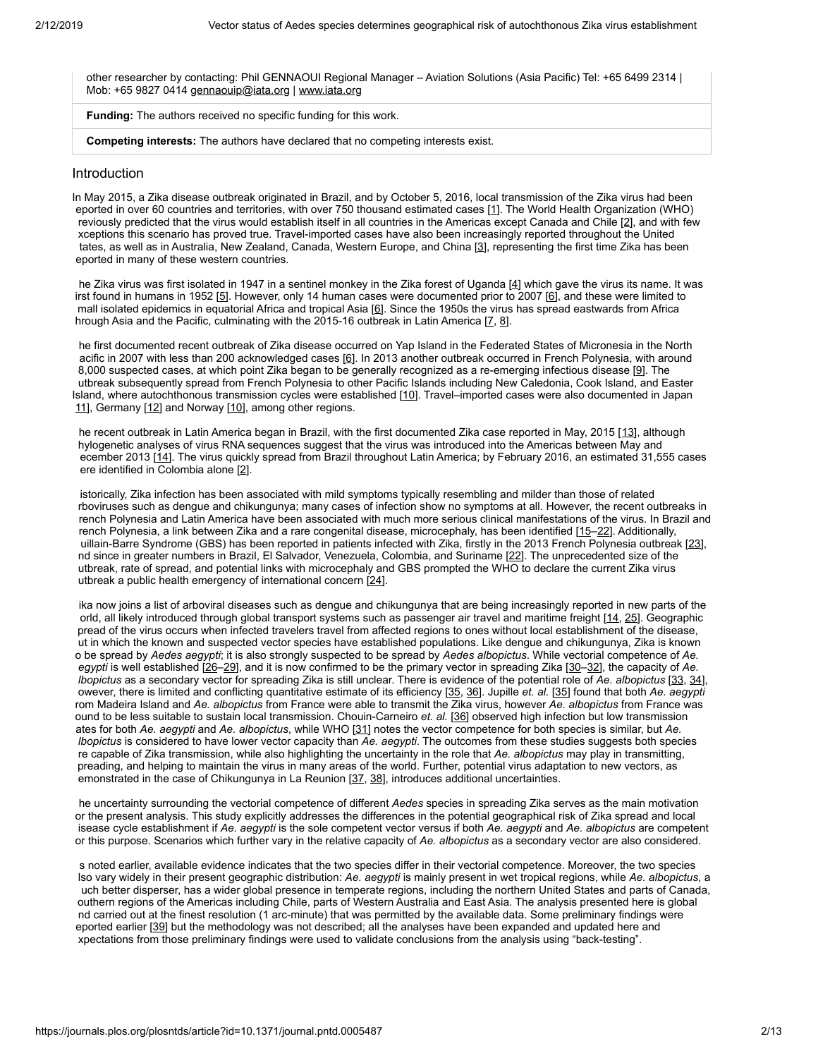other researcher by contacting: Phil GENNAOUI Regional Manager – Aviation Solutions (Asia Pacific) Tel: +65 6499 2314 | Mob: +65 9827 0414 gennaouip@iata.org | www.iata.org

**Funding:** The authors received no specific funding for this work.

**Competing interests:** The authors have declared that no competing interests exist.

## Introduction

In May 2015, a Zika disease outbreak originated in Brazil, and by October 5, 2016, local transmission of the Zika virus had been eported in over 60 countries and territories, with over 750 thousand estimated cases [1]. The World Health Organization (WHO) reviously predicted that the virus would establish itself in all countries in the Americas except Canada and Chile [2], and with few xceptions this scenario has proved true. Travel-imported cases have also been increasingly reported throughout the United tates, as well as in Australia, New Zealand, Canada, Western Europe, and China [3], representing the first time Zika has been eported in many of these western countries.

he Zika virus was first isolated in 1947 in a sentinel monkey in the Zika forest of Uganda [4] which gave the virus its name. It was irst found in humans in 1952 [5]. However, only 14 human cases were documented prior to 2007 [6], and these were limited to mall isolated epidemics in equatorial Africa and tropical Asia [6]. Since the 1950s the virus has spread eastwards from Africa hrough Asia and the Pacific, culminating with the 2015-16 outbreak in Latin America [7, 8].

he first documented recent outbreak of Zika disease occurred on Yap Island in the Federated States of Micronesia in the North acific in 2007 with less than 200 acknowledged cases [6]. In 2013 another outbreak occurred in French Polynesia, with around 8,000 suspected cases, at which point Zika began to be generally recognized as a re-emerging infectious disease [9]. The utbreak subsequently spread from French Polynesia to other Pacific Islands including New Caledonia, Cook Island, and Easter Island, where autochthonous transmission cycles were established [10]. Travel–imported cases were also documented in Japan 11], Germany [12] and Norway [10], among other regions.

he recent outbreak in Latin America began in Brazil, with the first documented Zika case reported in May, 2015 [13], although hylogenetic analyses of virus RNA sequences suggest that the virus was introduced into the Americas between May and ecember 2013 [14]. The virus quickly spread from Brazil throughout Latin America; by February 2016, an estimated 31,555 cases ere identified in Colombia alone [2].

istorically, Zika infection has been associated with mild symptoms typically resembling and milder than those of related rboviruses such as dengue and chikungunya; many cases of infection show no symptoms at all. However, the recent outbreaks in rench Polynesia and Latin America have been associated with much more serious clinical manifestations of the virus. In Brazil and rench Polynesia, a link between Zika and a rare congenital disease, microcephaly, has been identified [15–22]. Additionally, uillain-Barre Syndrome (GBS) has been reported in patients infected with Zika, firstly in the 2013 French Polynesia outbreak [23], nd since in greater numbers in Brazil, El Salvador, Venezuela, Colombia, and Suriname [22]. The unprecedented size of the utbreak, rate of spread, and potential links with microcephaly and GBS prompted the WHO to declare the current Zika virus utbreak a public health emergency of international concern [24].

ika now joins a list of arboviral diseases such as dengue and chikungunya that are being increasingly reported in new parts of the orld, all likely introduced through global transport systems such as passenger air travel and maritime freight [14, 25]. Geographic pread of the virus occurs when infected travelers travel from affected regions to ones without local establishment of the disease, ut in which the known and suspected vector species have established populations. Like dengue and chikungunya, Zika is known o be spread by *Aedes aegypti*; it is also strongly suspected to be spread by *Aedes albopictus*. While vectorial competence of *Ae. egypti* is well established [26–29], and it is now confirmed to be the primary vector in spreading Zika [30–32], the capacity of *Ae. lbopictus* as a secondary vector for spreading Zika is still unclear. There is evidence of the potential role of *Ae. albopictus* [33, 34], owever, there is limited and conflicting quantitative estimate of its efficiency [35, 36]. Jupille *et. al.* [35] found that both *Ae. aegypti* rom Madeira Island and *Ae. albopictus* from France were able to transmit the Zika virus, however *Ae. albopictus* from France was ound to be less suitable to sustain local transmission. Chouin-Carneiro *et. al.* [36] observed high infection but low transmission ates for both *Ae. aegypti* and *Ae. albopictus*, while WHO [31] notes the vector competence for both species is similar, but *Ae. lbopictus* is considered to have lower vector capacity than *Ae. aegypti*. The outcomes from these studies suggests both species re capable of Zika transmission, while also highlighting the uncertainty in the role that *Ae. albopictus* may play in transmitting, preading, and helping to maintain the virus in many areas of the world. Further, potential virus adaptation to new vectors, as emonstrated in the case of Chikungunya in La Reunion [37, 38], introduces additional uncertainties.

he uncertainty surrounding the vectorial competence of different *Aedes* species in spreading Zika serves as the main motivation or the present analysis. This study explicitly addresses the differences in the potential geographical risk of Zika spread and local isease cycle establishment if *Ae. aegypti* is the sole competent vector versus if both *Ae. aegypti* and *Ae. albopictus* are competent or this purpose. Scenarios which further vary in the relative capacity of *Ae. albopictus* as a secondary vector are also considered.

s noted earlier, available evidence indicates that the two species differ in their vectorial competence. Moreover, the two species lso vary widely in their present geographic distribution: *Ae. aegypti* is mainly present in wet tropical regions, while *Ae. albopictus*, a uch better disperser, has a wider global presence in temperate regions, including the northern United States and parts of Canada, outhern regions of the Americas including Chile, parts of Western Australia and East Asia. The analysis presented here is global nd carried out at the finest resolution (1 arc-minute) that was permitted by the available data. Some preliminary findings were eported earlier [39] but the methodology was not described; all the analyses have been expanded and updated here and xpectations from those preliminary findings were used to validate conclusions from the analysis using "back-testing".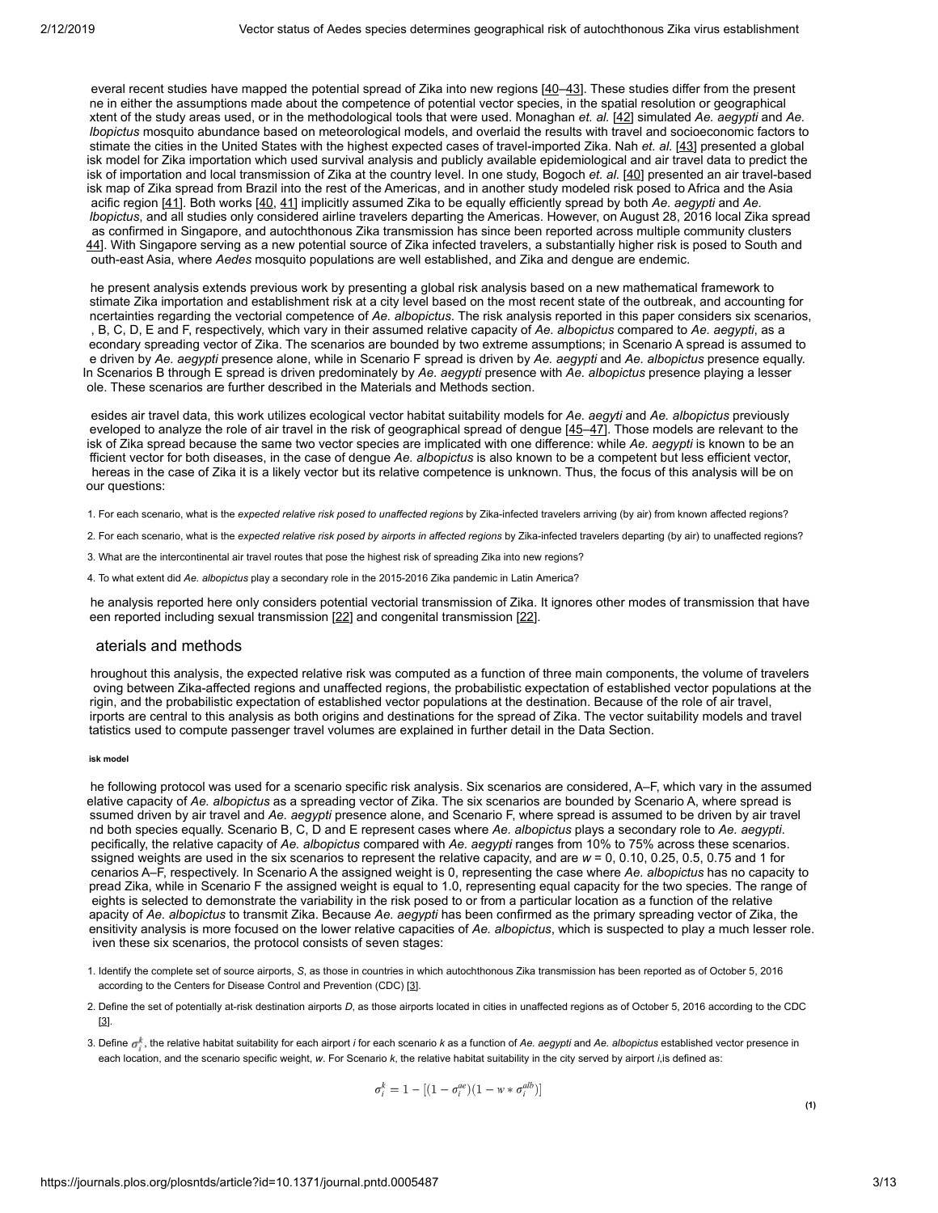everal recent studies have mapped the potential spread of Zika into new regions [40–43]. These studies differ from the present ne in either the assumptions made about the competence of potential vector species, in the spatial resolution or geographical xtent of the study areas used, or in the methodological tools that were used. Monaghan *et. al.* [42] simulated *Ae. aegypti* and *Ae. lbopictus* mosquito abundance based on meteorological models, and overlaid the results with travel and socioeconomic factors to stimate the cities in the United States with the highest expected cases of travel-imported Zika. Nah *et. al.* [43] presented a global isk model for Zika importation which used survival analysis and publicly available epidemiological and air travel data to predict the isk of importation and local transmission of Zika at the country level. In one study, Bogoch *et. al.* [40] presented an air travel-based isk map of Zika spread from Brazil into the rest of the Americas, and in another study modeled risk posed to Africa and the Asia acific region [41]. Both works [40, 41] implicitly assumed Zika to be equally efficiently spread by both *Ae. aegypti* and *Ae. lbopictus*, and all studies only considered airline travelers departing the Americas. However, on August 28, 2016 local Zika spread as confirmed in Singapore, and autochthonous Zika transmission has since been reported across multiple community clusters 44]. With Singapore serving as a new potential source of Zika infected travelers, a substantially higher risk is posed to South and outh-east Asia, where *Aedes* mosquito populations are well established, and Zika and dengue are endemic.

he present analysis extends previous work by presenting a global risk analysis based on a new mathematical framework to stimate Zika importation and establishment risk at a city level based on the most recent state of the outbreak, and accounting for ncertainties regarding the vectorial competence of *Ae. albopictus*. The risk analysis reported in this paper considers six scenarios, , B, C, D, E and F, respectively, which vary in their assumed relative capacity of *Ae. albopictus* compared to *Ae. aegypti*, as a econdary spreading vector of Zika. The scenarios are bounded by two extreme assumptions; in Scenario A spread is assumed to e driven by *Ae. aegypti* presence alone, while in Scenario F spread is driven by *Ae. aegypti* and *Ae. albopictus* presence equally. In Scenarios B through E spread is driven predominately by *Ae. aegypti* presence with *Ae. albopictus* presence playing a lesser ole. These scenarios are further described in the Materials and Methods section.

esides air travel data, this work utilizes ecological vector habitat suitability models for *Ae. aegyti* and *Ae. albopictus* previously eveloped to analyze the role of air travel in the risk of geographical spread of dengue [45–47]. Those models are relevant to the isk of Zika spread because the same two vector species are implicated with one difference: while *Ae. aegypti* is known to be an fficient vector for both diseases, in the case of dengue *Ae. albopictus* is also known to be a competent but less efficient vector, hereas in the case of Zika it is a likely vector but its relative competence is unknown. Thus, the focus of this analysis will be on our questions:

1. For each scenario, what is the *expected relative risk posed to unaffected regions* by Zika-infected travelers arriving (by air) from known affected regions?
2. For each scenario, what is the *expected relative risk posed by airports in affected regions* by Zika-infected travelers departing (by air) to unaffected regions?
3. What are the intercontinental air travel routes that pose the highest risk of spreading Zika into new regions?
4. To what extent did *Ae. albopictus* play a secondary role in the 2015-2016 Zika pandemic in Latin America?

he analysis reported here only considers potential vectorial transmission of Zika. It ignores other modes of transmission that have een reported including sexual transmission [22] and congenital transmission [22].

## aterials and methods

hroughout this analysis, the expected relative risk was computed as a function of three main components, the volume of travelers oving between Zika-affected regions and unaffected regions, the probabilistic expectation of established vector populations at the rigin, and the probabilistic expectation of established vector populations at the destination. Because of the role of air travel, irports are central to this analysis as both origins and destinations for the spread of Zika. The vector suitability models and travel tatistics used to compute passenger travel volumes are explained in further detail in the Data Section.

#### isk model

he following protocol was used for a scenario specific risk analysis. Six scenarios are considered, A–F, which vary in the assumed elative capacity of *Ae. albopictus* as a spreading vector of Zika. The six scenarios are bounded by Scenario A, where spread is ssumed driven by air travel and *Ae. aegypti* presence alone, and Scenario F, where spread is assumed to be driven by air travel nd both species equally. Scenario B, C, D and E represent cases where *Ae. albopictus* plays a secondary role to *Ae. aegypti*. pecifically, the relative capacity of *Ae. albopictus* compared with *Ae. aegypti* ranges from 10% to 75% across these scenarios. ssigned weights are used in the six scenarios to represent the relative capacity, and are $w$ = 0, 0.10, 0.25, 0.5, 0.75 and 1 for cenarios A–F, respectively. In Scenario A the assigned weight is 0, representing the case where *Ae. albopictus* has no capacity to pread Zika, while in Scenario F the assigned weight is equal to 1.0, representing equal capacity for the two species. The range of eights is selected to demonstrate the variability in the risk posed to or from a particular location as a function of the relative apacity of *Ae. albopictus* to transmit Zika. Because *Ae. aegypti* has been confirmed as the primary spreading vector of Zika, the ensitivity analysis is more focused on the lower relative capacities of *Ae. albopictus*, which is suspected to play a much lesser role. iven these six scenarios, the protocol consists of seven stages:

1. Identify the complete set of source airports, $S$, as those in countries in which autochthonous Zika transmission has been reported as of October 5, 2016 according to the Centers for Disease Control and Prevention (CDC) [3].
2. Define the set of potentially at-risk destination airports $D$, as those airports located in cities in unaffected regions as of October 5, 2016 according to the CDC [3].
3. Define $\sigma_i^k$, the relative habitat suitability for each airport $i$ for each scenario $k$ as a function of *Ae. aegypti* and *Ae. albopictus* established vector presence in each location, and the scenario specific weight, $w$. For Scenario $k$, the relative habitat suitability in the city served by airport $i$,is defined as:

$$\sigma_i^k = 1 - [(1 - \sigma_i^{ae})(1 - w * \sigma_i^{alb})] \tag{1}$$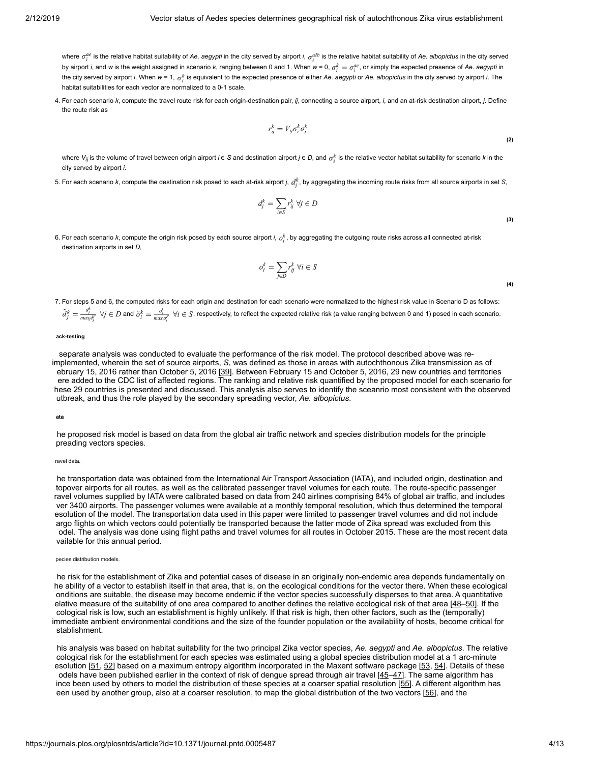where $\sigma_i^{ae}$ is the relative habitat suitability of *Ae. aegypti* in the city served by airport *i*, $\sigma_i^{alb}$ is the relative habitat suitability of *Ae. albopictus* in the city served by airport *i*, and *w* is the weight assigned in scenario *k*, ranging between 0 and 1. When *w* = 0, $\sigma_i^k = \sigma_i^{ae}$, or simply the expected presence of *Ae. aegypti* in the city served by airport *i*. When *w* = 1, $\sigma_i^k$ is equivalent to the expected presence of either *Ae. aegypti* or *Ae. albopictus* in the city served by airport *i*. The habitat suitabilities for each vector are normalized to a 0-1 scale.

4. For each scenario *k*, compute the travel route risk for each origin-destination pair, *ij*, connecting a source airport, *i*, and an at-risk destination airport, *j*. Define the route risk as

$$r_{ij}^k = V_{ij}\sigma_i^k\sigma_j^k \tag{2}$$

where $V_{ij}$ is the volume of travel between origin airport $i \in S$ and destination airport $j \in D$, and $\sigma_i^k$ is the relative vector habitat suitability for scenario *k* in the city served by airport *i*.

5. For each scenario *k*, compute the destination risk posed to each at-risk airport *j*, $d_j^k$, by aggregating the incoming route risks from all source airports in set *S*,

$$d_j^k = \sum_{i \in S} r_{ij}^k \;\forall j \in D \tag{3}$$

6. For each scenario *k*, compute the origin risk posed by each source airport *i*, $o_i^k$, by aggregating the outgoing route risks across all connected at-risk destination airports in set *D*,

$$o_i^k = \sum_{j \in D} r_{ij}^k \;\forall i \in S \tag{4}$$

7. For steps 5 and 6, the computed risks for each origin and destination for each scenario were normalized to the highest risk value in Scenario D as follows: $\tilde{d}_j^k = \frac{d_j^k}{max_j d_j^D} \;\forall j \in D$ and $\tilde{o}_i^k = \frac{o_i^k}{max_i o_i^D} \;\forall i \in S$, respectively, to reflect the expected relative risk (a value ranging between 0 and 1) posed in each scenario.

#### ack-testing

separate analysis was conducted to evaluate the performance of the risk model. The protocol described above was re-implemented, wherein the set of source airports, *S*, was defined as those in areas with autochthonous Zika transmission as of ebruary 15, 2016 rather than October 5, 2016 [39]. Between February 15 and October 5, 2016, 29 new countries and territories ere added to the CDC list of affected regions. The ranking and relative risk quantified by the proposed model for each scenario for hese 29 countries is presented and discussed. This analysis also serves to identify the sceanrio most consistent with the observed utbreak, and thus the role played by the secondary spreading vector, *Ae. albopictus*.

#### ata

he proposed risk model is based on data from the global air traffic network and species distribution models for the principle preading vectors species.

##### ravel data.

he transportation data was obtained from the International Air Transport Association (IATA), and included origin, destination and topover airports for all routes, as well as the calibrated passenger travel volumes for each route. The route-specific passenger ravel volumes supplied by IATA were calibrated based on data from 240 airlines comprising 84% of global air traffic, and includes ver 3400 airports. The passenger volumes were available at a monthly temporal resolution, which thus determined the temporal esolution of the model. The transportation data used in this paper were limited to passenger travel volumes and did not include argo flights on which vectors could potentially be transported because the latter mode of Zika spread was excluded from this odel. The analysis was done using flight paths and travel volumes for all routes in October 2015. These are the most recent data vailable for this annual period.

##### pecies distribution models.

he risk for the establishment of Zika and potential cases of disease in an originally non-endemic area depends fundamentally on he ability of a vector to establish itself in that area, that is, on the ecological conditions for the vector there. When these ecological onditions are suitable, the disease may become endemic if the vector species successfully disperses to that area. A quantitative elative measure of the suitability of one area compared to another defines the relative ecological risk of that area [48–50]. If the cological risk is low, such an establishment is highly unlikely. If that risk is high, then other factors, such as the (temporally) immediate ambient environmental conditions and the size of the founder population or the availability of hosts, become critical for stablishment.

his analysis was based on habitat suitability for the two principal Zika vector species, *Ae. aegypti* and *Ae. albopictus*. The relative cological risk for the establishment for each species was estimated using a global species distribution model at a 1 arc-minute esolution [51, 52] based on a maximum entropy algorithm incorporated in the Maxent software package [53, 54]. Details of these odels have been published earlier in the context of risk of dengue spread through air travel [45–47]. The same algorithm has ince been used by others to model the distribution of these species at a coarser spatial resolution [55]. A different algorithm has een used by another group, also at a coarser resolution, to map the global distribution of the two vectors [56], and the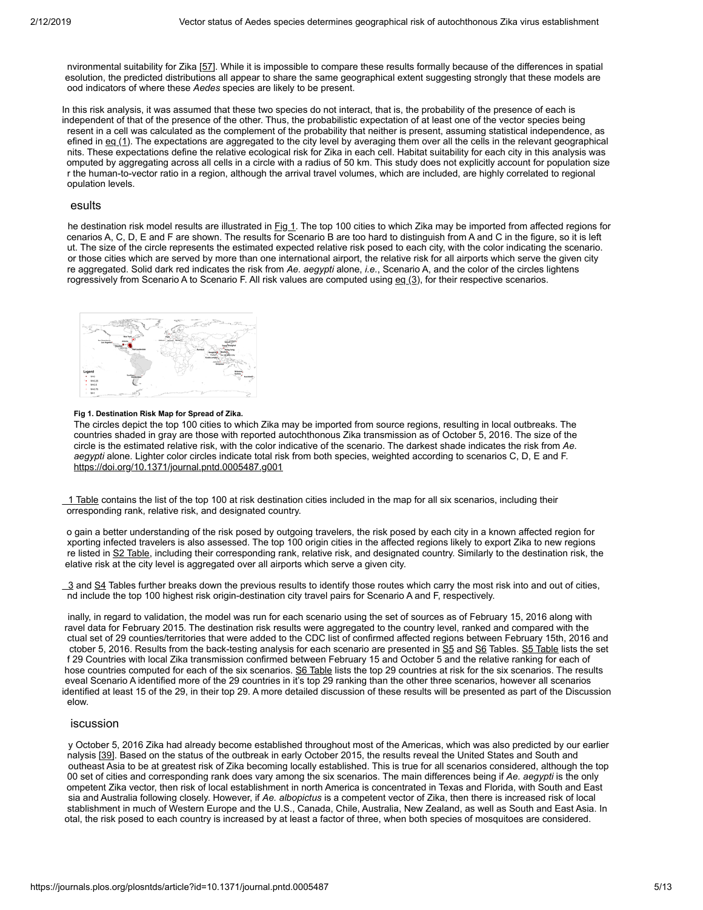nvironmental suitability for Zika [57]. While it is impossible to compare these results formally because of the differences in spatial esolution, the predicted distributions all appear to share the same geographical extent suggesting strongly that these models are ood indicators of where these *Aedes* species are likely to be present.

In this risk analysis, it was assumed that these two species do not interact, that is, the probability of the presence of each is independent of that of the presence of the other. Thus, the probabilistic expectation of at least one of the vector species being resent in a cell was calculated as the complement of the probability that neither is present, assuming statistical independence, as efined in eq (1). The expectations are aggregated to the city level by averaging them over all the cells in the relevant geographical nits. These expectations define the relative ecological risk for Zika in each cell. Habitat suitability for each city in this analysis was omputed by aggregating across all cells in a circle with a radius of 50 km. This study does not explicitly account for population size r the human-to-vector ratio in a region, although the arrival travel volumes, which are included, are highly correlated to regional opulation levels.

## esults

he destination risk model results are illustrated in Fig 1. The top 100 cities to which Zika may be imported from affected regions for cenarios A, C, D, E and F are shown. The results for Scenario B are too hard to distinguish from A and C in the figure, so it is left ut. The size of the circle represents the estimated expected relative risk posed to each city, with the color indicating the scenario. or those cities which are served by more than one international airport, the relative risk for all airports which serve the given city re aggregated. Solid dark red indicates the risk from *Ae. aegypti* alone, *i.e.*, Scenario A, and the color of the circles lightens rogressively from Scenario A to Scenario F. All risk values are computed using eq (3), for their respective scenarios.

**Fig 1. Destination Risk Map for Spread of Zika.**

The circles depict the top 100 cities to which Zika may be imported from source regions, resulting in local outbreaks. The countries shaded in gray are those with reported autochthonous Zika transmission as of October 5, 2016. The size of the circle is the estimated relative risk, with the color indicative of the scenario. The darkest shade indicates the risk from *Ae. aegypti* alone. Lighter color circles indicate total risk from both species, weighted according to scenarios C, D, E and F.
https://doi.org/10.1371/journal.pntd.0005487.g001

1 Table contains the list of the top 100 at risk destination cities included in the map for all six scenarios, including their orresponding rank, relative risk, and designated country.

o gain a better understanding of the risk posed by outgoing travelers, the risk posed by each city in a known affected region for xporting infected travelers is also assessed. The top 100 origin cities in the affected regions likely to export Zika to new regions re listed in S2 Table, including their corresponding rank, relative risk, and designated country. Similarly to the destination risk, the elative risk at the city level is aggregated over all airports which serve a given city.

3 and S4 Tables further breaks down the previous results to identify those routes which carry the most risk into and out of cities, nd include the top 100 highest risk origin-destination city travel pairs for Scenario A and F, respectively.

inally, in regard to validation, the model was run for each scenario using the set of sources as of February 15, 2016 along with ravel data for February 2015. The destination risk results were aggregated to the country level, ranked and compared with the ctual set of 29 counties/territories that were added to the CDC list of confirmed affected regions between February 15th, 2016 and ctober 5, 2016. Results from the back-testing analysis for each scenario are presented in S5 and S6 Tables. S5 Table lists the set f 29 Countries with local Zika transmission confirmed between February 15 and October 5 and the relative ranking for each of hose countries computed for each of the six scenarios. S6 Table lists the top 29 countries at risk for the six scenarios. The results eveal Scenario A identified more of the 29 countries in it's top 29 ranking than the other three scenarios, however all scenarios identified at least 15 of the 29, in their top 29. A more detailed discussion of these results will be presented as part of the Discussion elow.

## iscussion

y October 5, 2016 Zika had already become established throughout most of the Americas, which was also predicted by our earlier nalysis [39]. Based on the status of the outbreak in early October 2015, the results reveal the United States and South and outheast Asia to be at greatest risk of Zika becoming locally established. This is true for all scenarios considered, although the top 00 set of cities and corresponding rank does vary among the six scenarios. The main differences being if *Ae. aegypti* is the only ompetent Zika vector, then risk of local establishment in north America is concentrated in Texas and Florida, with South and East sia and Australia following closely. However, if *Ae. albopictus* is a competent vector of Zika, then there is increased risk of local stablishment in much of Western Europe and the U.S., Canada, Chile, Australia, New Zealand, as well as South and East Asia. In otal, the risk posed to each country is increased by at least a factor of three, when both species of mosquitoes are considered.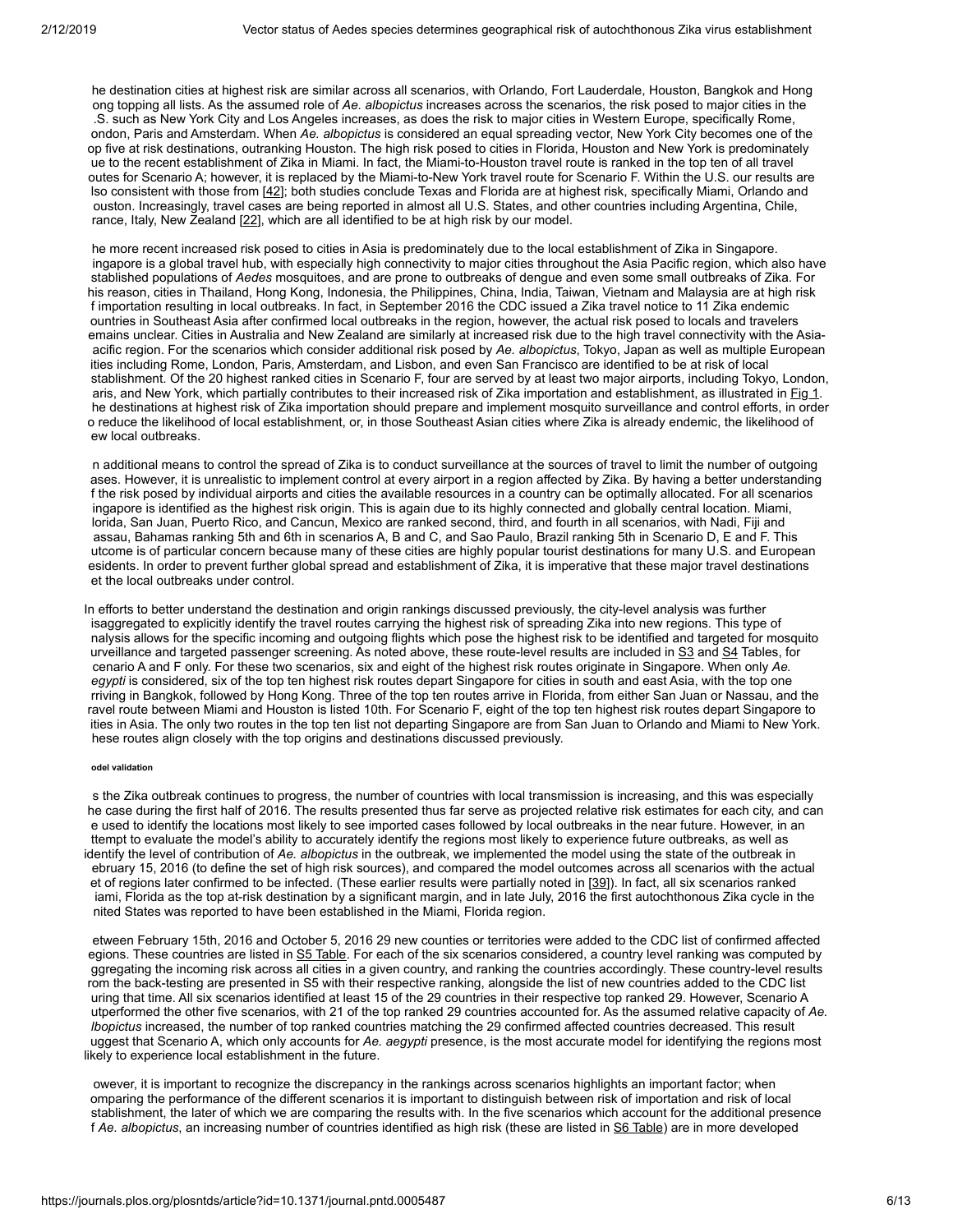he destination cities at highest risk are similar across all scenarios, with Orlando, Fort Lauderdale, Houston, Bangkok and Hong ong topping all lists. As the assumed role of *Ae. albopictus* increases across the scenarios, the risk posed to major cities in the .S. such as New York City and Los Angeles increases, as does the risk to major cities in Western Europe, specifically Rome, ondon, Paris and Amsterdam. When *Ae. albopictus* is considered an equal spreading vector, New York City becomes one of the op five at risk destinations, outranking Houston. The high risk posed to cities in Florida, Houston and New York is predominately ue to the recent establishment of Zika in Miami. In fact, the Miami-to-Houston travel route is ranked in the top ten of all travel outes for Scenario A; however, it is replaced by the Miami-to-New York travel route for Scenario F. Within the U.S. our results are lso consistent with those from [42]; both studies conclude Texas and Florida are at highest risk, specifically Miami, Orlando and ouston. Increasingly, travel cases are being reported in almost all U.S. States, and other countries including Argentina, Chile, rance, Italy, New Zealand [22], which are all identified to be at high risk by our model.

he more recent increased risk posed to cities in Asia is predominately due to the local establishment of Zika in Singapore. ingapore is a global travel hub, with especially high connectivity to major cities throughout the Asia Pacific region, which also have stablished populations of *Aedes* mosquitoes, and are prone to outbreaks of dengue and even some small outbreaks of Zika. For his reason, cities in Thailand, Hong Kong, Indonesia, the Philippines, China, India, Taiwan, Vietnam and Malaysia are at high risk f importation resulting in local outbreaks. In fact, in September 2016 the CDC issued a Zika travel notice to 11 Zika endemic ountries in Southeast Asia after confirmed local outbreaks in the region, however, the actual risk posed to locals and travelers emains unclear. Cities in Australia and New Zealand are similarly at increased risk due to the high travel connectivity with the Asia-acific region. For the scenarios which consider additional risk posed by *Ae. albopictus*, Tokyo, Japan as well as multiple European ities including Rome, London, Paris, Amsterdam, and Lisbon, and even San Francisco are identified to be at risk of local stablishment. Of the 20 highest ranked cities in Scenario F, four are served by at least two major airports, including Tokyo, London, aris, and New York, which partially contributes to their increased risk of Zika importation and establishment, as illustrated in Fig 1. he destinations at highest risk of Zika importation should prepare and implement mosquito surveillance and control efforts, in order o reduce the likelihood of local establishment, or, in those Southeast Asian cities where Zika is already endemic, the likelihood of ew local outbreaks.

n additional means to control the spread of Zika is to conduct surveillance at the sources of travel to limit the number of outgoing ases. However, it is unrealistic to implement control at every airport in a region affected by Zika. By having a better understanding f the risk posed by individual airports and cities the available resources in a country can be optimally allocated. For all scenarios ingapore is identified as the highest risk origin. This is again due to its highly connected and globally central location. Miami, lorida, San Juan, Puerto Rico, and Cancun, Mexico are ranked second, third, and fourth in all scenarios, with Nadi, Fiji and assau, Bahamas ranking 5th and 6th in scenarios A, B and C, and Sao Paulo, Brazil ranking 5th in Scenario D, E and F. This utcome is of particular concern because many of these cities are highly popular tourist destinations for many U.S. and European esidents. In order to prevent further global spread and establishment of Zika, it is imperative that these major travel destinations et the local outbreaks under control.

In efforts to better understand the destination and origin rankings discussed previously, the city-level analysis was further isaggregated to explicitly identify the travel routes carrying the highest risk of spreading Zika into new regions. This type of nalysis allows for the specific incoming and outgoing flights which pose the highest risk to be identified and targeted for mosquito urveillance and targeted passenger screening. As noted above, these route-level results are included in S3 and S4 Tables, for cenario A and F only. For these two scenarios, six and eight of the highest risk routes originate in Singapore. When only *Ae. egypti* is considered, six of the top ten highest risk routes depart Singapore for cities in south and east Asia, with the top one rriving in Bangkok, followed by Hong Kong. Three of the top ten routes arrive in Florida, from either San Juan or Nassau, and the ravel route between Miami and Houston is listed 10th. For Scenario F, eight of the top ten highest risk routes depart Singapore to ities in Asia. The only two routes in the top ten list not departing Singapore are from San Juan to Orlando and Miami to New York. hese routes align closely with the top origins and destinations discussed previously.

#### odel validation

s the Zika outbreak continues to progress, the number of countries with local transmission is increasing, and this was especially he case during the first half of 2016. The results presented thus far serve as projected relative risk estimates for each city, and can e used to identify the locations most likely to see imported cases followed by local outbreaks in the near future. However, in an ttempt to evaluate the model's ability to accurately identify the regions most likely to experience future outbreaks, as well as identify the level of contribution of *Ae. albopictus* in the outbreak, we implemented the model using the state of the outbreak in ebruary 15, 2016 (to define the set of high risk sources), and compared the model outcomes across all scenarios with the actual et of regions later confirmed to be infected. (These earlier results were partially noted in [39]). In fact, all six scenarios ranked iami, Florida as the top at-risk destination by a significant margin, and in late July, 2016 the first autochthonous Zika cycle in the nited States was reported to have been established in the Miami, Florida region.

etween February 15th, 2016 and October 5, 2016 29 new counties or territories were added to the CDC list of confirmed affected egions. These countries are listed in S5 Table. For each of the six scenarios considered, a country level ranking was computed by ggregating the incoming risk across all cities in a given country, and ranking the countries accordingly. These country-level results rom the back-testing are presented in S5 with their respective ranking, alongside the list of new countries added to the CDC list uring that time. All six scenarios identified at least 15 of the 29 countries in their respective top ranked 29. However, Scenario A utperformed the other five scenarios, with 21 of the top ranked 29 countries accounted for. As the assumed relative capacity of *Ae. lbopictus* increased, the number of top ranked countries matching the 29 confirmed affected countries decreased. This result uggest that Scenario A, which only accounts for *Ae. aegypti* presence, is the most accurate model for identifying the regions most likely to experience local establishment in the future.

owever, it is important to recognize the discrepancy in the rankings across scenarios highlights an important factor; when omparing the performance of the different scenarios it is important to distinguish between risk of importation and risk of local stablishment, the later of which we are comparing the results with. In the five scenarios which account for the additional presence f *Ae. albopictus*, an increasing number of countries identified as high risk (these are listed in S6 Table) are in more developed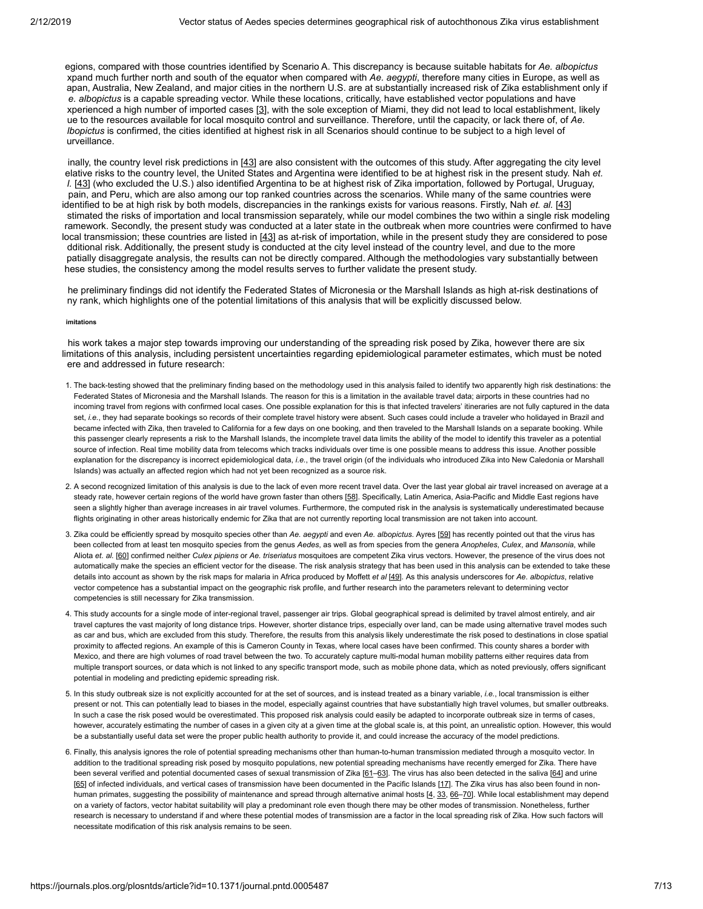egions, compared with those countries identified by Scenario A. This discrepancy is because suitable habitats for *Ae. albopictus* xpand much further north and south of the equator when compared with *Ae. aegypti*, therefore many cities in Europe, as well as apan, Australia, New Zealand, and major cities in the northern U.S. are at substantially increased risk of Zika establishment only if *e. albopictus* is a capable spreading vector. While these locations, critically, have established vector populations and have xperienced a high number of imported cases [3], with the sole exception of Miami, they did not lead to local establishment, likely ue to the resources available for local mosquito control and surveillance. Therefore, until the capacity, or lack there of, of *Ae. lbopictus* is confirmed, the cities identified at highest risk in all Scenarios should continue to be subject to a high level of urveillance.

inally, the country level risk predictions in [43] are also consistent with the outcomes of this study. After aggregating the city level elative risks to the country level, the United States and Argentina were identified to be at highest risk in the present study. Nah *et. l.* [43] (who excluded the U.S.) also identified Argentina to be at highest risk of Zika importation, followed by Portugal, Uruguay, pain, and Peru, which are also among our top ranked countries across the scenarios. While many of the same countries were identified to be at high risk by both models, discrepancies in the rankings exists for various reasons. Firstly, Nah *et. al.* [43] stimated the risks of importation and local transmission separately, while our model combines the two within a single risk modeling ramework. Secondly, the present study was conducted at a later state in the outbreak when more countries were confirmed to have local transmission; these countries are listed in [43] as at-risk of importation, while in the present study they are considered to pose dditional risk. Additionally, the present study is conducted at the city level instead of the country level, and due to the more patially disaggregate analysis, the results can not be directly compared. Although the methodologies vary substantially between hese studies, the consistency among the model results serves to further validate the present study.

he preliminary findings did not identify the Federated States of Micronesia or the Marshall Islands as high at-risk destinations of ny rank, which highlights one of the potential limitations of this analysis that will be explicitly discussed below.

#### imitations

his work takes a major step towards improving our understanding of the spreading risk posed by Zika, however there are six limitations of this analysis, including persistent uncertainties regarding epidemiological parameter estimates, which must be noted ere and addressed in future research:

1. The back-testing showed that the preliminary finding based on the methodology used in this analysis failed to identify two apparently high risk destinations: the Federated States of Micronesia and the Marshall Islands. The reason for this is a limitation in the available travel data; airports in these countries had no incoming travel from regions with confirmed local cases. One possible explanation for this is that infected travelers' itineraries are not fully captured in the data set, *i.e.*, they had separate bookings so records of their complete travel history were absent. Such cases could include a traveler who holidayed in Brazil and became infected with Zika, then traveled to California for a few days on one booking, and then traveled to the Marshall Islands on a separate booking. While this passenger clearly represents a risk to the Marshall Islands, the incomplete travel data limits the ability of the model to identify this traveler as a potential source of infection. Real time mobility data from telecoms which tracks individuals over time is one possible means to address this issue. Another possible explanation for the discrepancy is incorrect epidemiological data, *i.e.*, the travel origin (of the individuals who introduced Zika into New Caledonia or Marshall Islands) was actually an affected region which had not yet been recognized as a source risk.
2. A second recognized limitation of this analysis is due to the lack of even more recent travel data. Over the last year global air travel increased on average at a steady rate, however certain regions of the world have grown faster than others [58]. Specifically, Latin America, Asia-Pacific and Middle East regions have seen a slightly higher than average increases in air travel volumes. Furthermore, the computed risk in the analysis is systematically underestimated because flights originating in other areas historically endemic for Zika that are not currently reporting local transmission are not taken into account.
3. Zika could be efficiently spread by mosquito species other than *Ae. aegypti* and even *Ae. albopictus*. Ayres [59] has recently pointed out that the virus has been collected from at least ten mosquito species from the genus *Aedes*, as well as from species from the genera *Anopheles*, *Culex*, and *Mansonia*, while Aliota *et. al.* [60] confirmed neither *Culex pipiens* or *Ae. triseriatus* mosquitoes are competent Zika virus vectors. However, the presence of the virus does not automatically make the species an efficient vector for the disease. The risk analysis strategy that has been used in this analysis can be extended to take these details into account as shown by the risk maps for malaria in Africa produced by Moffett *et al* [49]. As this analysis underscores for *Ae. albopictus*, relative vector competence has a substantial impact on the geographic risk profile, and further research into the parameters relevant to determining vector competencies is still necessary for Zika transmission.
4. This study accounts for a single mode of inter-regional travel, passenger air trips. Global geographical spread is delimited by travel almost entirely, and air travel captures the vast majority of long distance trips. However, shorter distance trips, especially over land, can be made using alternative travel modes such as car and bus, which are excluded from this study. Therefore, the results from this analysis likely underestimate the risk posed to destinations in close spatial proximity to affected regions. An example of this is Cameron County in Texas, where local cases have been confirmed. This county shares a border with Mexico, and there are high volumes of road travel between the two. To accurately capture multi-modal human mobility patterns either requires data from multiple transport sources, or data which is not linked to any specific transport mode, such as mobile phone data, which as noted previously, offers significant potential in modeling and predicting epidemic spreading risk.
5. In this study outbreak size is not explicitly accounted for at the set of sources, and is instead treated as a binary variable, *i.e.*, local transmission is either present or not. This can potentially lead to biases in the model, especially against countries that have substantially high travel volumes, but smaller outbreaks. In such a case the risk posed would be overestimated. This proposed risk analysis could easily be adapted to incorporate outbreak size in terms of cases, however, accurately estimating the number of cases in a given city at a given time at the global scale is, at this point, an unrealistic option. However, this would be a substantially useful data set were the proper public health authority to provide it, and could increase the accuracy of the model predictions.
6. Finally, this analysis ignores the role of potential spreading mechanisms other than human-to-human transmission mediated through a mosquito vector. In addition to the traditional spreading risk posed by mosquito populations, new potential spreading mechanisms have recently emerged for Zika. There have been several verified and potential documented cases of sexual transmission of Zika [61–63]. The virus has also been detected in the saliva [64] and urine [65] of infected individuals, and vertical cases of transmission have been documented in the Pacific Islands [17]. The Zika virus has also been found in non-human primates, suggesting the possibility of maintenance and spread through alternative animal hosts [4, 33, 66–70]. While local establishment may depend on a variety of factors, vector habitat suitability will play a predominant role even though there may be other modes of transmission. Nonetheless, further research is necessary to understand if and where these potential modes of transmission are a factor in the local spreading risk of Zika. How such factors will necessitate modification of this risk analysis remains to be seen.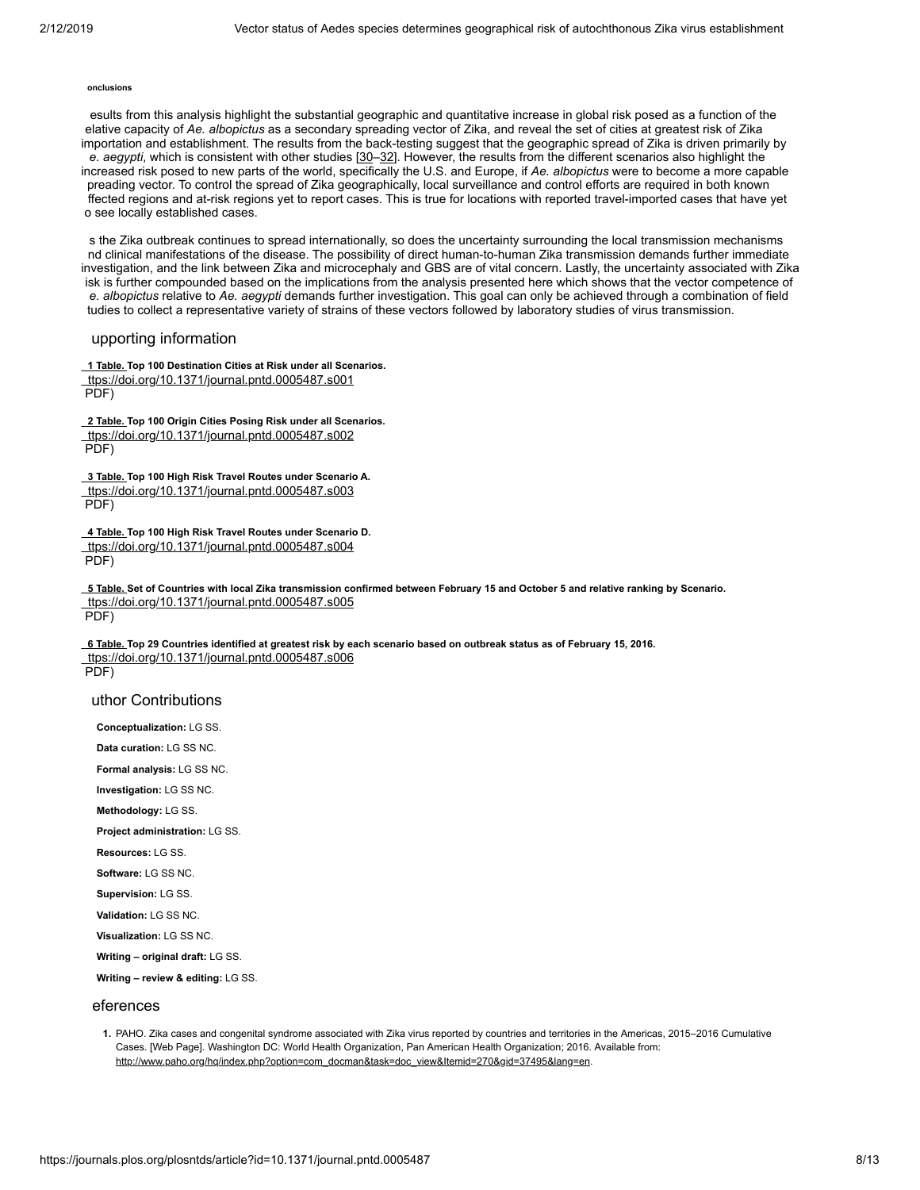#### onclusions

esults from this analysis highlight the substantial geographic and quantitative increase in global risk posed as a function of the elative capacity of *Ae. albopictus* as a secondary spreading vector of Zika, and reveal the set of cities at greatest risk of Zika importation and establishment. The results from the back-testing suggest that the geographic spread of Zika is driven primarily by *e. aegypti*, which is consistent with other studies [30–32]. However, the results from the different scenarios also highlight the increased risk posed to new parts of the world, specifically the U.S. and Europe, if *Ae. albopictus* were to become a more capable preading vector. To control the spread of Zika geographically, local surveillance and control efforts are required in both known ffected regions and at-risk regions yet to report cases. This is true for locations with reported travel-imported cases that have yet o see locally established cases.

s the Zika outbreak continues to spread internationally, so does the uncertainty surrounding the local transmission mechanisms nd clinical manifestations of the disease. The possibility of direct human-to-human Zika transmission demands further immediate investigation, and the link between Zika and microcephaly and GBS are of vital concern. Lastly, the uncertainty associated with Zika isk is further compounded based on the implications from the analysis presented here which shows that the vector competence of *e. albopictus* relative to *Ae. aegypti* demands further investigation. This goal can only be achieved through a combination of field tudies to collect a representative variety of strains of these vectors followed by laboratory studies of virus transmission.

## upporting information

**1 Table. Top 100 Destination Cities at Risk under all Scenarios.**
ttps://doi.org/10.1371/journal.pntd.0005487.s001
PDF)

**2 Table. Top 100 Origin Cities Posing Risk under all Scenarios.**
ttps://doi.org/10.1371/journal.pntd.0005487.s002
PDF)

**3 Table. Top 100 High Risk Travel Routes under Scenario A.**
ttps://doi.org/10.1371/journal.pntd.0005487.s003
PDF)

**4 Table. Top 100 High Risk Travel Routes under Scenario D.**
ttps://doi.org/10.1371/journal.pntd.0005487.s004
PDF)

**5 Table. Set of Countries with local Zika transmission confirmed between February 15 and October 5 and relative ranking by Scenario.**
ttps://doi.org/10.1371/journal.pntd.0005487.s005
PDF)

**6 Table. Top 29 Countries identified at greatest risk by each scenario based on outbreak status as of February 15, 2016.**
ttps://doi.org/10.1371/journal.pntd.0005487.s006
PDF)

## uthor Contributions

**Conceptualization:** LG SS.

**Data curation:** LG SS NC.

**Formal analysis:** LG SS NC.

**Investigation:** LG SS NC.

**Methodology:** LG SS.

**Project administration:** LG SS.

**Resources:** LG SS.

**Software:** LG SS NC.

**Supervision:** LG SS.

**Validation:** LG SS NC.

**Visualization:** LG SS NC.

**Writing – original draft:** LG SS.

**Writing – review & editing:** LG SS.

## eferences

1. PAHO. Zika cases and congenital syndrome associated with Zika virus reported by countries and territories in the Americas, 2015–2016 Cumulative Cases. [Web Page]. Washington DC: World Health Organization, Pan American Health Organization; 2016. Available from: http://www.paho.org/hq/index.php?option=com_docman&task=doc_view&Itemid=270&gid=37495&lang=en.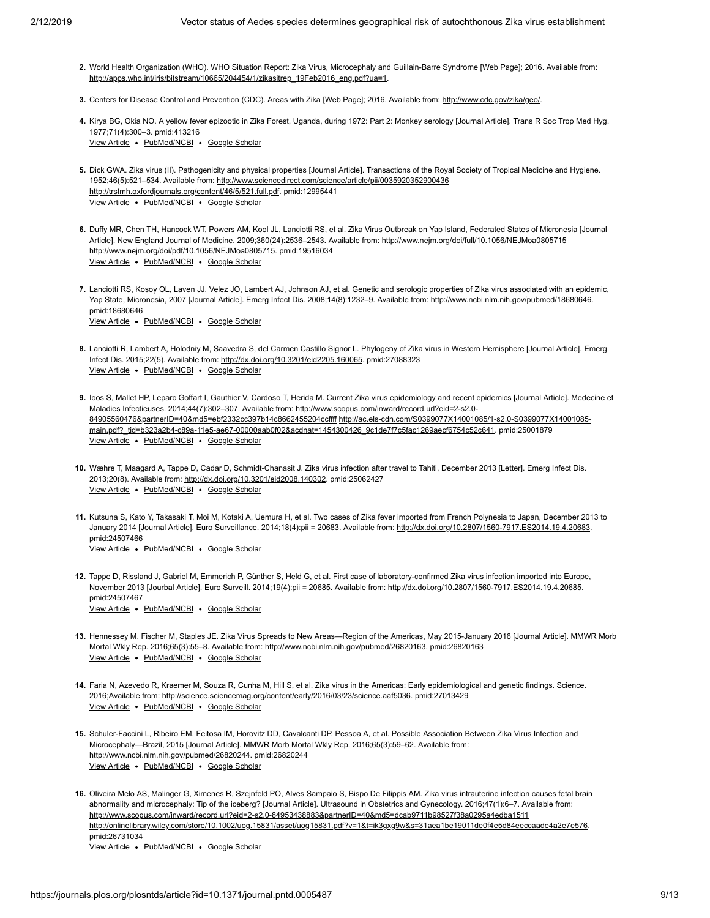2. World Health Organization (WHO). WHO Situation Report: Zika Virus, Microcephaly and Guillain-Barre Syndrome [Web Page]; 2016. Available from: http://apps.who.int/iris/bitstream/10665/204454/1/zikasitrep_19Feb2016_eng.pdf?ua=1.

3. Centers for Disease Control and Prevention (CDC). Areas with Zika [Web Page]; 2016. Available from: http://www.cdc.gov/zika/geo/.

4. Kirya BG, Okia NO. A yellow fever epizootic in Zika Forest, Uganda, during 1972: Part 2: Monkey serology [Journal Article]. Trans R Soc Trop Med Hyg. 1977;71(4):300–3. pmid:413216
   View Article • PubMed/NCBI • Google Scholar

5. Dick GWA. Zika virus (II). Pathogenicity and physical properties [Journal Article]. Transactions of the Royal Society of Tropical Medicine and Hygiene. 1952;46(5):521–534. Available from: http://www.sciencedirect.com/science/article/pii/0035920352900436 http://trstmh.oxfordjournals.org/content/46/5/521.full.pdf. pmid:12995441
   View Article • PubMed/NCBI • Google Scholar

6. Duffy MR, Chen TH, Hancock WT, Powers AM, Kool JL, Lanciotti RS, et al. Zika Virus Outbreak on Yap Island, Federated States of Micronesia [Journal Article]. New England Journal of Medicine. 2009;360(24):2536–2543. Available from: http://www.nejm.org/doi/full/10.1056/NEJMoa0805715 http://www.nejm.org/doi/pdf/10.1056/NEJMoa0805715. pmid:19516034
   View Article • PubMed/NCBI • Google Scholar

7. Lanciotti RS, Kosoy OL, Laven JJ, Velez JO, Lambert AJ, Johnson AJ, et al. Genetic and serologic properties of Zika virus associated with an epidemic, Yap State, Micronesia, 2007 [Journal Article]. Emerg Infect Dis. 2008;14(8):1232–9. Available from: http://www.ncbi.nlm.nih.gov/pubmed/18680646. pmid:18680646
   View Article • PubMed/NCBI • Google Scholar

8. Lanciotti R, Lambert A, Holodniy M, Saavedra S, del Carmen Castillo Signor L. Phylogeny of Zika virus in Western Hemisphere [Journal Article]. Emerg Infect Dis. 2015;22(5). Available from: http://dx.doi.org/10.3201/eid2205.160065. pmid:27088323
   View Article • PubMed/NCBI • Google Scholar

9. Ioos S, Mallet HP, Leparc Goffart I, Gauthier V, Cardoso T, Herida M. Current Zika virus epidemiology and recent epidemics [Journal Article]. Medecine et Maladies Infectieuses. 2014;44(7):302–307. Available from: http://www.scopus.com/inward/record.url?eid=2-s2.0-84905560476&partnerID=40&md5=ebf2332cc397b14c8662455204ccffff http://ac.els-cdn.com/S0399077X14001085/1-s2.0-S0399077X14001085-main.pdf?_tid=b323a2b4-c89a-11e5-ae67-00000aab0f02&acdnat=1454300426_9c1de7f7c5fac1269aecf6754c52c641. pmid:25001879
   View Article • PubMed/NCBI • Google Scholar

10. Wæhre T, Maagard A, Tappe D, Cadar D, Schmidt-Chanasit J. Zika virus infection after travel to Tahiti, December 2013 [Letter]. Emerg Infect Dis. 2013;20(8). Available from: http://dx.doi.org/10.3201/eid2008.140302. pmid:25062427
    View Article • PubMed/NCBI • Google Scholar

11. Kutsuna S, Kato Y, Takasaki T, Moi M, Kotaki A, Uemura H, et al. Two cases of Zika fever imported from French Polynesia to Japan, December 2013 to January 2014 [Journal Article]. Euro Surveillance. 2014;18(4):pii = 20683. Available from: http://dx.doi.org/10.2807/1560-7917.ES2014.19.4.20683. pmid:24507466
    View Article • PubMed/NCBI • Google Scholar

12. Tappe D, Rissland J, Gabriel M, Emmerich P, Günther S, Held G, et al. First case of laboratory-confirmed Zika virus infection imported into Europe, November 2013 [Jourbal Article]. Euro Surveill. 2014;19(4):pii = 20685. Available from: http://dx.doi.org/10.2807/1560-7917.ES2014.19.4.20685. pmid:24507467
    View Article • PubMed/NCBI • Google Scholar

13. Hennessey M, Fischer M, Staples JE. Zika Virus Spreads to New Areas—Region of the Americas, May 2015-January 2016 [Journal Article]. MMWR Morb Mortal Wkly Rep. 2016;65(3):55–8. Available from: http://www.ncbi.nlm.nih.gov/pubmed/26820163. pmid:26820163
    View Article • PubMed/NCBI • Google Scholar

14. Faria N, Azevedo R, Kraemer M, Souza R, Cunha M, Hill S, et al. Zika virus in the Americas: Early epidemiological and genetic findings. Science. 2016;Available from: http://science.sciencemag.org/content/early/2016/03/23/science.aaf5036. pmid:27013429
    View Article • PubMed/NCBI • Google Scholar

15. Schuler-Faccini L, Ribeiro EM, Feitosa IM, Horovitz DD, Cavalcanti DP, Pessoa A, et al. Possible Association Between Zika Virus Infection and Microcephaly—Brazil, 2015 [Journal Article]. MMWR Morb Mortal Wkly Rep. 2016;65(3):59–62. Available from: http://www.ncbi.nlm.nih.gov/pubmed/26820244. pmid:26820244
    View Article • PubMed/NCBI • Google Scholar

16. Oliveira Melo AS, Malinger G, Ximenes R, Szejnfeld PO, Alves Sampaio S, Bispo De Filippis AM. Zika virus intrauterine infection causes fetal brain abnormality and microcephaly: Tip of the iceberg? [Journal Article]. Ultrasound in Obstetrics and Gynecology. 2016;47(1):6–7. Available from: http://www.scopus.com/inward/record.url?eid=2-s2.0-84953438883&partnerID=40&md5=dcab9711b98527f38a0295a4edba1511 http://onlinelibrary.wiley.com/store/10.1002/uog.15831/asset/uog15831.pdf?v=1&t=ik3gxg9w&s=31aea1be19011de0f4e5d84eeccaade4a2e7e576. pmid:26731034
    View Article • PubMed/NCBI • Google Scholar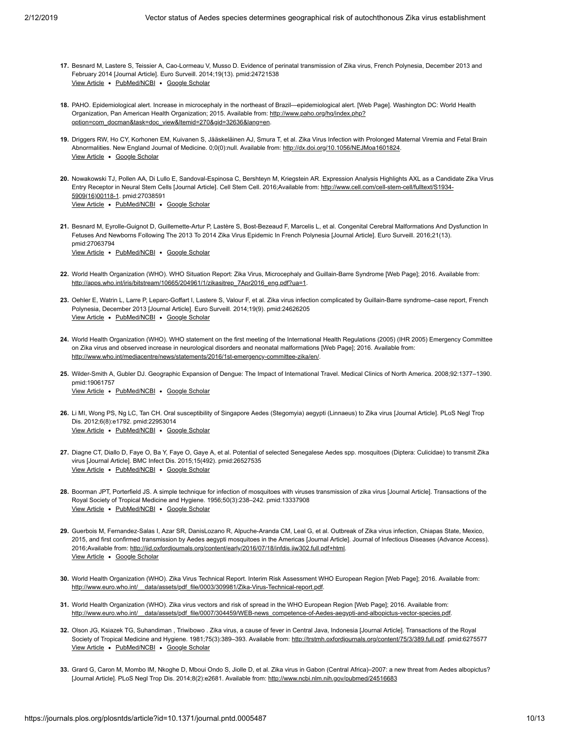17. Besnard M, Lastere S, Teissier A, Cao-Lormeau V, Musso D. Evidence of perinatal transmission of Zika virus, French Polynesia, December 2013 and February 2014 [Journal Article]. Euro Surveill. 2014;19(13). pmid:24721538
View Article • PubMed/NCBI • Google Scholar

18. PAHO. Epidemiological alert. Increase in microcephaly in the northeast of Brazil—epidemiological alert. [Web Page]. Washington DC: World Health Organization, Pan American Health Organization; 2015. Available from: http://www.paho.org/hq/index.php?option=com_docman&task=doc_view&Itemid=270&gid=32636&lang=en.

19. Driggers RW, Ho CY, Korhonen EM, Kuivanen S, Jääskeläinen AJ, Smura T, et al. Zika Virus Infection with Prolonged Maternal Viremia and Fetal Brain Abnormalities. New England Journal of Medicine. 0;0(0):null. Available from: http://dx.doi.org/10.1056/NEJMoa1601824.
View Article • Google Scholar

20. Nowakowski TJ, Pollen AA, Di Lullo E, Sandoval-Espinosa C, Bershteyn M, Kriegstein AR. Expression Analysis Highlights AXL as a Candidate Zika Virus Entry Receptor in Neural Stem Cells [Journal Article]. Cell Stem Cell. 2016;Available from: http://www.cell.com/cell-stem-cell/fulltext/S1934-5909(16)00118-1. pmid:27038591
View Article • PubMed/NCBI • Google Scholar

21. Besnard M, Eyrolle-Guignot D, Guillemette-Artur P, Lastère S, Bost-Bezeaud F, Marcelis L, et al. Congenital Cerebral Malformations And Dysfunction In Fetuses And Newborns Following The 2013 To 2014 Zika Virus Epidemic In French Polynesia [Journal Article]. Euro Surveill. 2016;21(13). pmid:27063794
View Article • PubMed/NCBI • Google Scholar

22. World Health Organization (WHO). WHO Situation Report: Zika Virus, Microcephaly and Guillain-Barre Syndrome [Web Page]; 2016. Available from: http://apps.who.int/iris/bitstream/10665/204961/1/zikasitrep_7Apr2016_eng.pdf?ua=1.

23. Oehler E, Watrin L, Larre P, Leparc-Goffart I, Lastere S, Valour F, et al. Zika virus infection complicated by Guillain-Barre syndrome–case report, French Polynesia, December 2013 [Journal Article]. Euro Surveill. 2014;19(9). pmid:24626205
View Article • PubMed/NCBI • Google Scholar

24. World Health Organization (WHO). WHO statement on the first meeting of the International Health Regulations (2005) (IHR 2005) Emergency Committee on Zika virus and observed increase in neurological disorders and neonatal malformations [Web Page]; 2016. Available from: http://www.who.int/mediacentre/news/statements/2016/1st-emergency-committee-zika/en/.

25. Wilder-Smith A, Gubler DJ. Geographic Expansion of Dengue: The Impact of International Travel. Medical Clinics of North America. 2008;92:1377–1390. pmid:19061757
View Article • PubMed/NCBI • Google Scholar

26. Li MI, Wong PS, Ng LC, Tan CH. Oral susceptibility of Singapore Aedes (Stegomyia) aegypti (Linnaeus) to Zika virus [Journal Article]. PLoS Negl Trop Dis. 2012;6(8):e1792. pmid:22953014
View Article • PubMed/NCBI • Google Scholar

27. Diagne CT, Diallo D, Faye O, Ba Y, Faye O, Gaye A, et al. Potential of selected Senegalese Aedes spp. mosquitoes (Diptera: Culicidae) to transmit Zika virus [Journal Article]. BMC Infect Dis. 2015;15(492). pmid:26527535
View Article • PubMed/NCBI • Google Scholar

28. Boorman JPT, Porterfield JS. A simple technique for infection of mosquitoes with viruses transmission of zika virus [Journal Article]. Transactions of the Royal Society of Tropical Medicine and Hygiene. 1956;50(3):238–242. pmid:13337908
View Article • PubMed/NCBI • Google Scholar

29. Guerbois M, Fernandez-Salas I, Azar SR, DanisLozano R, Alpuche-Aranda CM, Leal G, et al. Outbreak of Zika virus infection, Chiapas State, Mexico, 2015, and first confirmed transmission by Aedes aegypti mosquitoes in the Americas [Journal Article]. Journal of Infectious Diseases (Advance Access). 2016;Available from: http://jid.oxfordjournals.org/content/early/2016/07/18/infdis.jiw302.full.pdf+html.
View Article • Google Scholar

30. World Health Organization (WHO). Zika Virus Technical Report. Interim Risk Assessment WHO European Region [Web Page]; 2016. Available from: http://www.euro.who.int/__data/assets/pdf_file/0003/309981/Zika-Virus-Technical-report.pdf.

31. World Health Organization (WHO). Zika virus vectors and risk of spread in the WHO European Region [Web Page]; 2016. Available from: http://www.euro.who.int/__data/assets/pdf_file/0007/304459/WEB-news_competence-of-Aedes-aegypti-and-albopictus-vector-species.pdf.

32. Olson JG, Ksiazek TG, Suhandiman , Triwibowo . Zika virus, a cause of fever in Central Java, Indonesia [Journal Article]. Transactions of the Royal Society of Tropical Medicine and Hygiene. 1981;75(3):389–393. Available from: http://trstmh.oxfordjournals.org/content/75/3/389.full.pdf. pmid:6275577
View Article • PubMed/NCBI • Google Scholar

33. Grard G, Caron M, Mombo IM, Nkoghe D, Mboui Ondo S, Jiolle D, et al. Zika virus in Gabon (Central Africa)–2007: a new threat from Aedes albopictus? [Journal Article]. PLoS Negl Trop Dis. 2014;8(2):e2681. Available from: http://www.ncbi.nlm.nih.gov/pubmed/24516683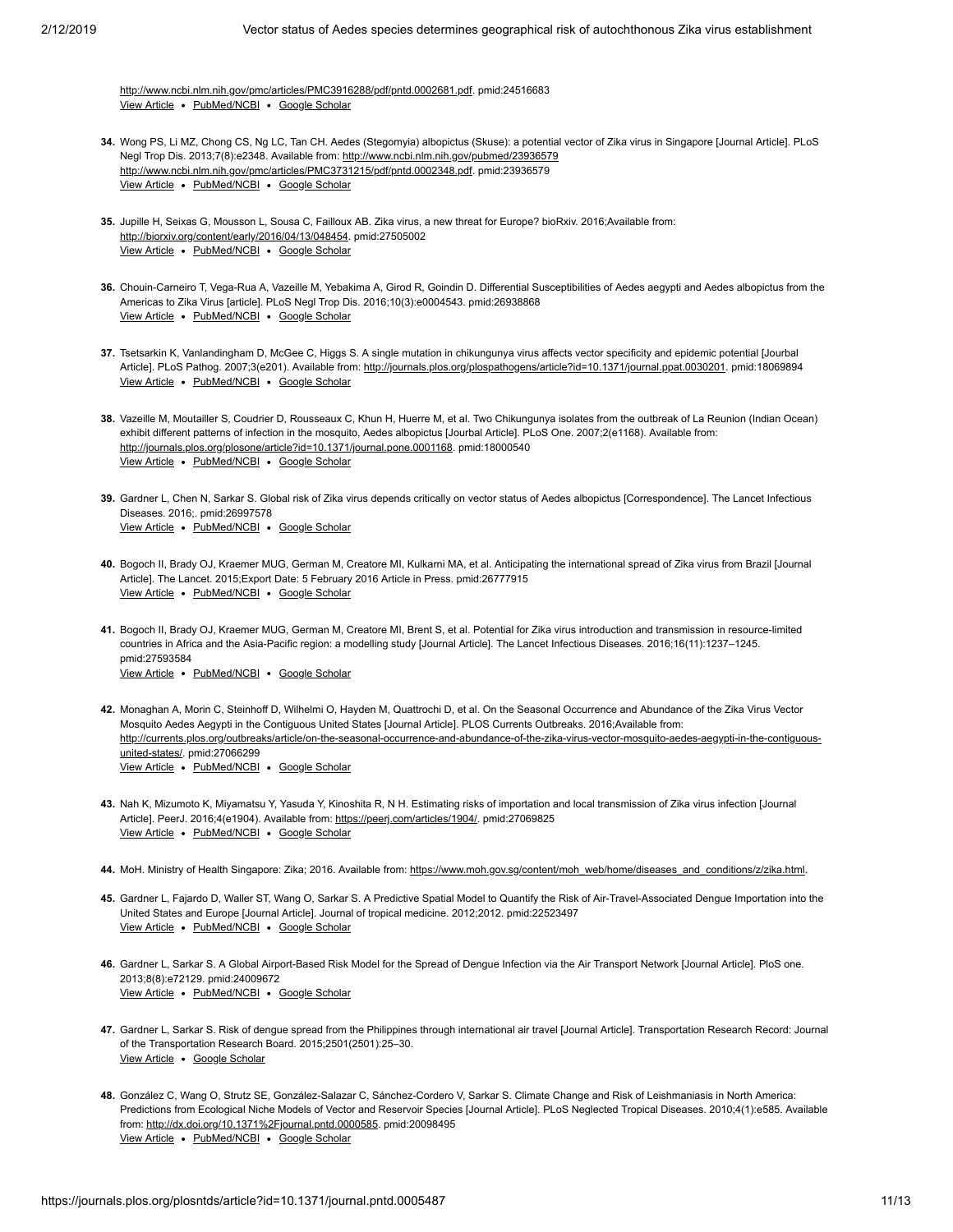http://www.ncbi.nlm.nih.gov/pmc/articles/PMC3916288/pdf/pntd.0002681.pdf. pmid:24516683
View Article • PubMed/NCBI • Google Scholar

34. Wong PS, Li MZ, Chong CS, Ng LC, Tan CH. Aedes (Stegomyia) albopictus (Skuse): a potential vector of Zika virus in Singapore [Journal Article]. PLoS Negl Trop Dis. 2013;7(8):e2348. Available from: http://www.ncbi.nlm.nih.gov/pubmed/23936579 http://www.ncbi.nlm.nih.gov/pmc/articles/PMC3731215/pdf/pntd.0002348.pdf. pmid:23936579
View Article • PubMed/NCBI • Google Scholar

35. Jupille H, Seixas G, Mousson L, Sousa C, Failloux AB. Zika virus, a new threat for Europe? bioRxiv. 2016;Available from: http://biorxiv.org/content/early/2016/04/13/048454. pmid:27505002
View Article • PubMed/NCBI • Google Scholar

36. Chouin-Carneiro T, Vega-Rua A, Vazeille M, Yebakima A, Girod R, Goindin D. Differential Susceptibilities of Aedes aegypti and Aedes albopictus from the Americas to Zika Virus [article]. PLoS Negl Trop Dis. 2016;10(3):e0004543. pmid:26938868
View Article • PubMed/NCBI • Google Scholar

37. Tsetsarkin K, Vanlandingham D, McGee C, Higgs S. A single mutation in chikungunya virus affects vector specificity and epidemic potential [Jourbal Article]. PLoS Pathog. 2007;3(e201). Available from: http://journals.plos.org/plospathogens/article?id=10.1371/journal.ppat.0030201. pmid:18069894
View Article • PubMed/NCBI • Google Scholar

38. Vazeille M, Moutailler S, Coudrier D, Rousseaux C, Khun H, Huerre M, et al. Two Chikungunya isolates from the outbreak of La Reunion (Indian Ocean) exhibit different patterns of infection in the mosquito, Aedes albopictus [Jourbal Article]. PLoS One. 2007;2(e1168). Available from: http://journals.plos.org/plosone/article?id=10.1371/journal.pone.0001168. pmid:18000540
View Article • PubMed/NCBI • Google Scholar

39. Gardner L, Chen N, Sarkar S. Global risk of Zika virus depends critically on vector status of Aedes albopictus [Correspondence]. The Lancet Infectious Diseases. 2016;. pmid:26997578
View Article • PubMed/NCBI • Google Scholar

40. Bogoch II, Brady OJ, Kraemer MUG, German M, Creatore MI, Kulkarni MA, et al. Anticipating the international spread of Zika virus from Brazil [Journal Article]. The Lancet. 2015;Export Date: 5 February 2016 Article in Press. pmid:26777915
View Article • PubMed/NCBI • Google Scholar

41. Bogoch II, Brady OJ, Kraemer MUG, German M, Creatore MI, Brent S, et al. Potential for Zika virus introduction and transmission in resource-limited countries in Africa and the Asia-Pacific region: a modelling study [Journal Article]. The Lancet Infectious Diseases. 2016;16(11):1237–1245. pmid:27593584
View Article • PubMed/NCBI • Google Scholar

42. Monaghan A, Morin C, Steinhoff D, Wilhelmi O, Hayden M, Quattrochi D, et al. On the Seasonal Occurrence and Abundance of the Zika Virus Vector Mosquito Aedes Aegypti in the Contiguous United States [Journal Article]. PLOS Currents Outbreaks. 2016;Available from: http://currents.plos.org/outbreaks/article/on-the-seasonal-occurrence-and-abundance-of-the-zika-virus-vector-mosquito-aedes-aegypti-in-the-contiguous-united-states/. pmid:27066299
View Article • PubMed/NCBI • Google Scholar

43. Nah K, Mizumoto K, Miyamatsu Y, Yasuda Y, Kinoshita R, N H. Estimating risks of importation and local transmission of Zika virus infection [Journal Article]. PeerJ. 2016;4(e1904). Available from: https://peerj.com/articles/1904/. pmid:27069825
View Article • PubMed/NCBI • Google Scholar

44. MoH. Ministry of Health Singapore: Zika; 2016. Available from: https://www.moh.gov.sg/content/moh_web/home/diseases_and_conditions/z/zika.html.

45. Gardner L, Fajardo D, Waller ST, Wang O, Sarkar S. A Predictive Spatial Model to Quantify the Risk of Air-Travel-Associated Dengue Importation into the United States and Europe [Journal Article]. Journal of tropical medicine. 2012;2012. pmid:22523497
View Article • PubMed/NCBI • Google Scholar

46. Gardner L, Sarkar S. A Global Airport-Based Risk Model for the Spread of Dengue Infection via the Air Transport Network [Journal Article]. PloS one. 2013;8(8):e72129. pmid:24009672
View Article • PubMed/NCBI • Google Scholar

47. Gardner L, Sarkar S. Risk of dengue spread from the Philippines through international air travel [Journal Article]. Transportation Research Record: Journal of the Transportation Research Board. 2015;2501(2501):25–30.
View Article • Google Scholar

48. González C, Wang O, Strutz SE, González-Salazar C, Sánchez-Cordero V, Sarkar S. Climate Change and Risk of Leishmaniasis in North America: Predictions from Ecological Niche Models of Vector and Reservoir Species [Journal Article]. PLoS Neglected Tropical Diseases. 2010;4(1):e585. Available from: http://dx.doi.org/10.1371%2Fjournal.pntd.0000585. pmid:20098495
View Article • PubMed/NCBI • Google Scholar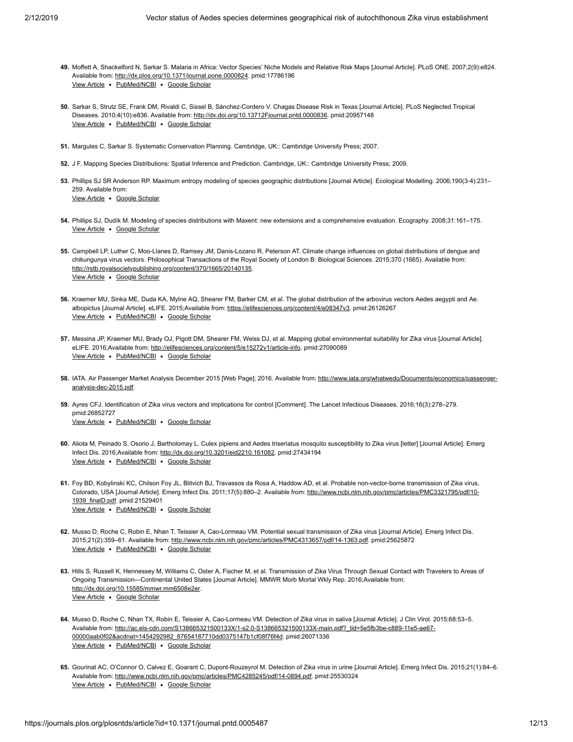49. Moffett A, Shackelford N, Sarkar S. Malaria in Africa: Vector Species' Niche Models and Relative Risk Maps [Journal Article]. PLoS ONE. 2007;2(9):e824. Available from: http://dx.plos.org/10.1371/journal.pone.0000824. pmid:17786196
View Article • PubMed/NCBI • Google Scholar

50. Sarkar S, Strutz SE, Frank DM, Rivaldi C, Sissel B, Sánchez-Cordero V. Chagas Disease Risk in Texas [Journal Article]. PLoS Neglected Tropical Diseases. 2010;4(10):e836. Available from: http://dx.doi.org/10.13712Fjournal.pntd.0000836. pmid:20957148
View Article • PubMed/NCBI • Google Scholar

51. Margules C, Sarkar S. Systematic Conservation Planning. Cambridge, UK:: Cambridge University Press; 2007.

52. J F. Mapping Species Distributions: Spatial Inference and Prediction. Cambridge, UK:: Cambridge University Press; 2009.

53. Phillips SJ SR Anderson RP. Maximum entropy modeling of species geographic distributions [Journal Article]. Ecological Modelling. 2006;190(3-4):231–259. Available from:
View Article • Google Scholar

54. Phillips SJ, Dudík M. Modeling of species distributions with Maxent: new extensions and a comprehensive evaluation. Ecography. 2008;31:161–175.
View Article • Google Scholar

55. Campbell LP, Luther C, Moo-Llanes D, Ramsey JM, Danis-Lozano R, Peterson AT. Climate change influences on global distributions of dengue and chikungunya virus vectors. Philosophical Transactions of the Royal Society of London B: Biological Sciences. 2015;370 (1665). Available from: http://rstb.royalsocietypublishing.org/content/370/1665/20140135.
View Article • Google Scholar

56. Kraemer MU, Sinka ME, Duda KA, Mylne AQ, Shearer FM, Barker CM, et al. The global distribution of the arbovirus vectors Aedes aegypti and Ae. albopictus [Journal Article]. eLIFE. 2015;Available from: https://elifesciences.org/content/4/e08347v3. pmid:26126267
View Article • PubMed/NCBI • Google Scholar

57. Messina JP, Kraemer MU, Brady OJ, Pigott DM, Shearer FM, Weiss DJ, et al. Mapping global environmental suitability for Zika virus [Journal Article]. eLIFE. 2016;Available from: http://elifesciences.org/content/5/e15272v1/article-info. pmid:27090089
View Article • PubMed/NCBI • Google Scholar

58. IATA. Air Passenger Market Analysis December 2015 [Web Page]; 2016. Available from: http://www.iata.org/whatwedo/Documents/economics/passenger-analysis-dec-2015.pdf.

59. Ayres CFJ. Identification of Zika virus vectors and implications for control [Comment]. The Lancet Infectious Diseases. 2016;16(3):278–279. pmid:26852727
View Article • PubMed/NCBI • Google Scholar

60. Aliota M, Peinado S, Osorio J, Bartholomay L. Culex pipiens and Aedes triseriatus mosquito susceptibility to Zika virus [letter] [Journal Article]. Emerg Infect Dis. 2016;Available from: http://dx.doi.org/10.3201/eid2210.161082. pmid:27434194
View Article • PubMed/NCBI • Google Scholar

61. Foy BD, Kobylinski KC, Chilson Foy JL, Blitvich BJ, Travassos da Rosa A, Haddow AD, et al. Probable non-vector-borne transmission of Zika virus, Colorado, USA [Journal Article]. Emerg Infect Dis. 2011;17(5):880–2. Available from: http://www.ncbi.nlm.nih.gov/pmc/articles/PMC3321795/pdf/10-1939_finalD.pdf. pmid:21529401
View Article • PubMed/NCBI • Google Scholar

62. Musso D, Roche C, Robin E, Nhan T, Teissier A, Cao-Lormeau VM. Potential sexual transmission of Zika virus [Journal Article]. Emerg Infect Dis. 2015;21(2):359–61. Available from: http://www.ncbi.nlm.nih.gov/pmc/articles/PMC4313657/pdf/14-1363.pdf. pmid:25625872
View Article • PubMed/NCBI • Google Scholar

63. Hills S, Russell K, Hennessey M, Williams C, Oster A, Fischer M, et al. Transmission of Zika Virus Through Sexual Contact with Travelers to Areas of Ongoing Transmission—Continental United States [Journal Article]. MMWR Morb Mortal Wkly Rep. 2016;Available from: http://dx.doi.org/10.15585/mmwr.mm6508e2er.
View Article • Google Scholar

64. Musso D, Roche C, Nhan TX, Robin E, Teissier A, Cao-Lormeau VM. Detection of Zika virus in saliva [Journal Article]. J Clin Virol. 2015;68:53–5. Available from: http://ac.els-cdn.com/S138665321500133X/1-s2.0-S138665321500133X-main.pdf?_tid=5e5fb3be-c889-11e5-ae67-00000aab0f02&acdnat=1454292982_87654187710dd0375147b1cf08f76f4d. pmid:26071336
View Article • PubMed/NCBI • Google Scholar

65. Gourinat AC, O'Connor O, Calvez E, Goarant C, Dupont-Rouzeyrol M. Detection of Zika virus in urine [Journal Article]. Emerg Infect Dis. 2015;21(1):84–6. Available from: http://www.ncbi.nlm.nih.gov/pmc/articles/PMC4285245/pdf/14-0894.pdf. pmid:25530324
View Article • PubMed/NCBI • Google Scholar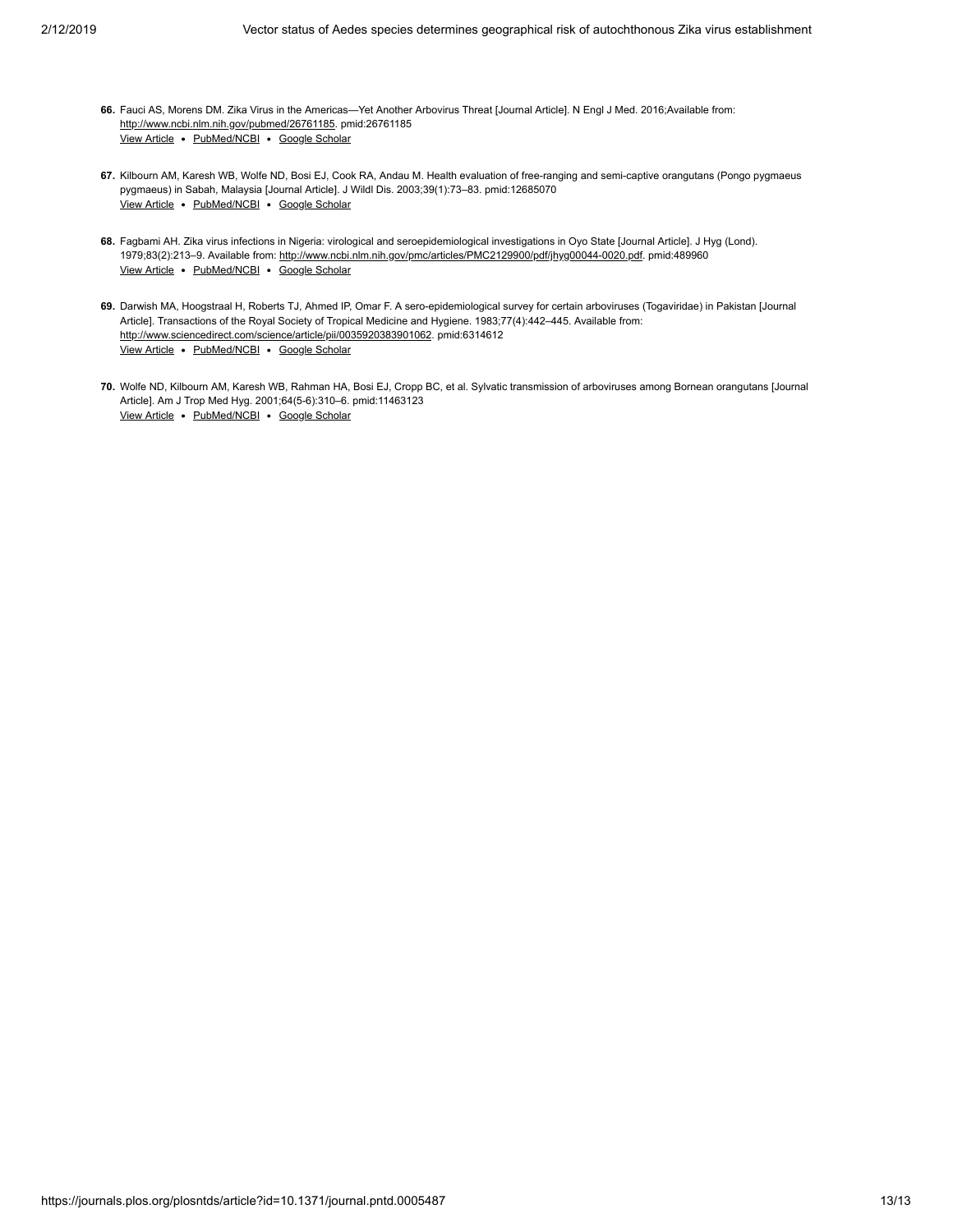66. Fauci AS, Morens DM. Zika Virus in the Americas—Yet Another Arbovirus Threat [Journal Article]. N Engl J Med. 2016;Available from: http://www.ncbi.nlm.nih.gov/pubmed/26761185. pmid:26761185
View Article • PubMed/NCBI • Google Scholar

67. Kilbourn AM, Karesh WB, Wolfe ND, Bosi EJ, Cook RA, Andau M. Health evaluation of free-ranging and semi-captive orangutans (Pongo pygmaeus pygmaeus) in Sabah, Malaysia [Journal Article]. J Wildl Dis. 2003;39(1):73–83. pmid:12685070
View Article • PubMed/NCBI • Google Scholar

68. Fagbami AH. Zika virus infections in Nigeria: virological and seroepidemiological investigations in Oyo State [Journal Article]. J Hyg (Lond). 1979;83(2):213–9. Available from: http://www.ncbi.nlm.nih.gov/pmc/articles/PMC2129900/pdf/jhyg00044-0020.pdf. pmid:489960
View Article • PubMed/NCBI • Google Scholar

69. Darwish MA, Hoogstraal H, Roberts TJ, Ahmed IP, Omar F. A sero-epidemiological survey for certain arboviruses (Togaviridae) in Pakistan [Journal Article]. Transactions of the Royal Society of Tropical Medicine and Hygiene. 1983;77(4):442–445. Available from: http://www.sciencedirect.com/science/article/pii/0035920383901062. pmid:6314612
View Article • PubMed/NCBI • Google Scholar

70. Wolfe ND, Kilbourn AM, Karesh WB, Rahman HA, Bosi EJ, Cropp BC, et al. Sylvatic transmission of arboviruses among Bornean orangutans [Journal Article]. Am J Trop Med Hyg. 2001;64(5-6):310–6. pmid:11463123
View Article • PubMed/NCBI • Google Scholar